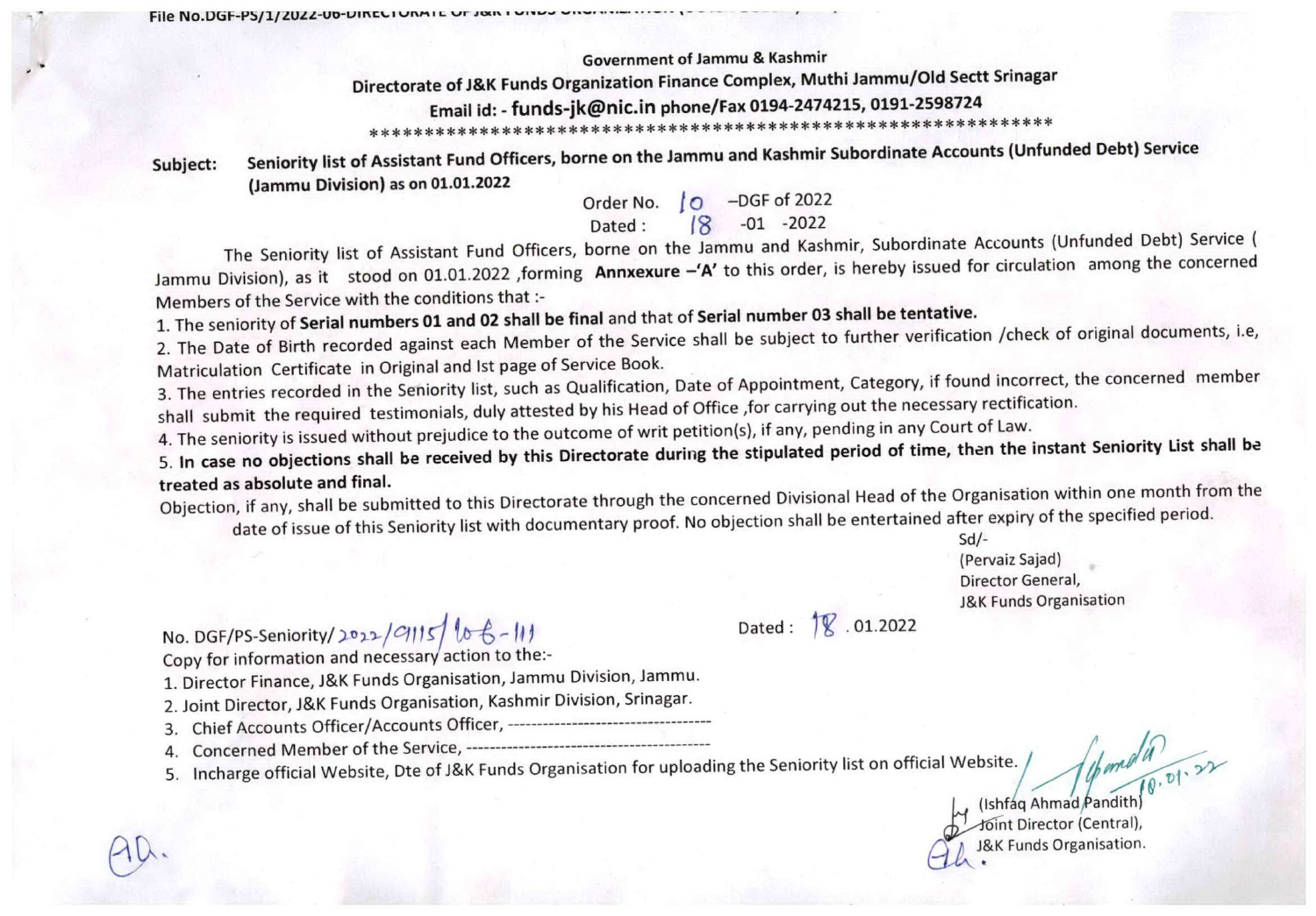File No.DGF-PS/1/2022-06-DIRECTORATE OF J&K FUNDS ORGANIZATION

Government of Jammu & Kashmir

Directorate of J&K Funds Organization Finance Complex, Muthi Jammu/Old Sectt Srinagar

Email id: - **funds-jk@nic.in** phone/Fax 0194-2474215, 0191-2598724

\*\*\*\*\*\*\*\*\*\*\*\*\*\*\*\*\*\*\*\*\*\*\*\*\*\*\*\*\*\*\*\*\*\*\*\*\*\*\*\*\*\*\*\*\*\*\*\*\*\*\*\*\*\*\*\*\*\*\*\*\*

**Subject:** **Seniority list of Assistant Fund Officers, borne on the Jammu and Kashmir Subordinate Accounts (Unfunded Debt) Service (Jammu Division) as on 01.01.2022**

Order No. 10 –DGF of 2022
Dated : 18 -01 -2022

The Seniority list of Assistant Fund Officers, borne on the Jammu and Kashmir, Subordinate Accounts (Unfunded Debt) Service ( Jammu Division), as it stood on 01.01.2022 ,forming **Annxexure –'A'** to this order, is hereby issued for circulation among the concerned Members of the Service with the conditions that :-

1. The seniority of **Serial numbers 01 and 02 shall be final** and that of **Serial number 03 shall be tentative.**
2. The Date of Birth recorded against each Member of the Service shall be subject to further verification /check of original documents, i.e, Matriculation Certificate in Original and Ist page of Service Book.
3. The entries recorded in the Seniority list, such as Qualification, Date of Appointment, Category, if found incorrect, the concerned member shall submit the required testimonials, duly attested by his Head of Office ,for carrying out the necessary rectification.
4. The seniority is issued without prejudice to the outcome of writ petition(s), if any, pending in any Court of Law.
5. **In case no objections shall be received by this Directorate during the stipulated period of time, then the instant Seniority List shall be treated as absolute and final.**

Objection, if any, shall be submitted to this Directorate through the concerned Divisional Head of the Organisation within one month from the date of issue of this Seniority list with documentary proof. No objection shall be entertained after expiry of the specified period.

Sd/-
(Pervaiz Sajad)
Director General,
J&K Funds Organisation

No. DGF/PS-Seniority/2022/9115/106-111 Dated : 18 .01.2022

Copy for information and necessary action to the:-

1. Director Finance, J&K Funds Organisation, Jammu Division, Jammu.
2. Joint Director, J&K Funds Organisation, Kashmir Division, Srinagar.
3. Chief Accounts Officer/Accounts Officer, -----------------------------------
4. Concerned Member of the Service, ------------------------------------------
5. Incharge official Website, Dte of J&K Funds Organisation for uploading the Seniority list on official Website.

18.01.22

(Ishfaq Ahmad Pandith)
Joint Director (Central),
J&K Funds Organisation.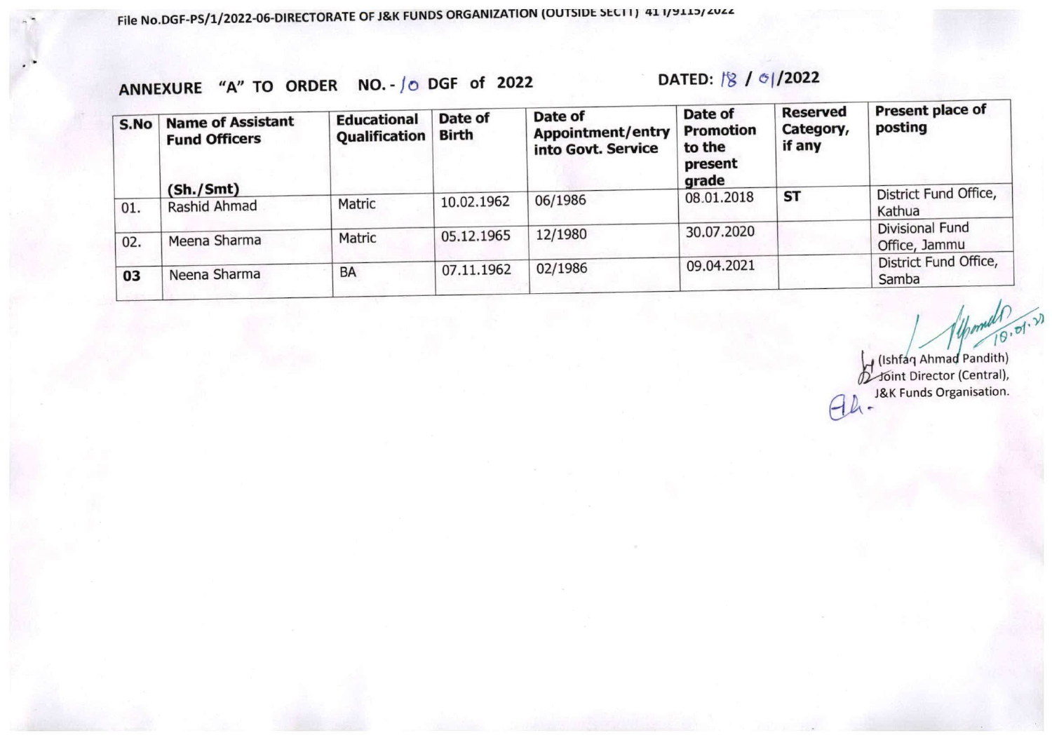File No.DGF-PS/1/2022-06-DIRECTORATE OF J&K FUNDS ORGANIZATION (OUTSIDE SECTT) 411/9115/2022

## ANNEXURE "A" TO ORDER NO.- 10 DGF of 2022 DATED: 18 / 01/2022

| S.No | Name of Assistant Fund Officers (Sh./Smt) | Educational Qualification | Date of Birth | Date of Appointment/entry into Govt. Service | Date of Promotion to the present grade | Reserved Category, if any | Present place of posting |
|---|---|---|---|---|---|---|---|
| 01. | Rashid Ahmad | Matric | 10.02.1962 | 06/1986 | 08.01.2018 | ST | District Fund Office, Kathua |
| 02. | Meena Sharma | Matric | 05.12.1965 | 12/1980 | 30.07.2020 | | Divisional Fund Office, Jammu |
| 03 | Neena Sharma | BA | 07.11.1962 | 02/1986 | 09.04.2021 | | District Fund Office, Samba |

(Ishfaq Ahmad Pandith)
Joint Director (Central),
J&K Funds Organisation.